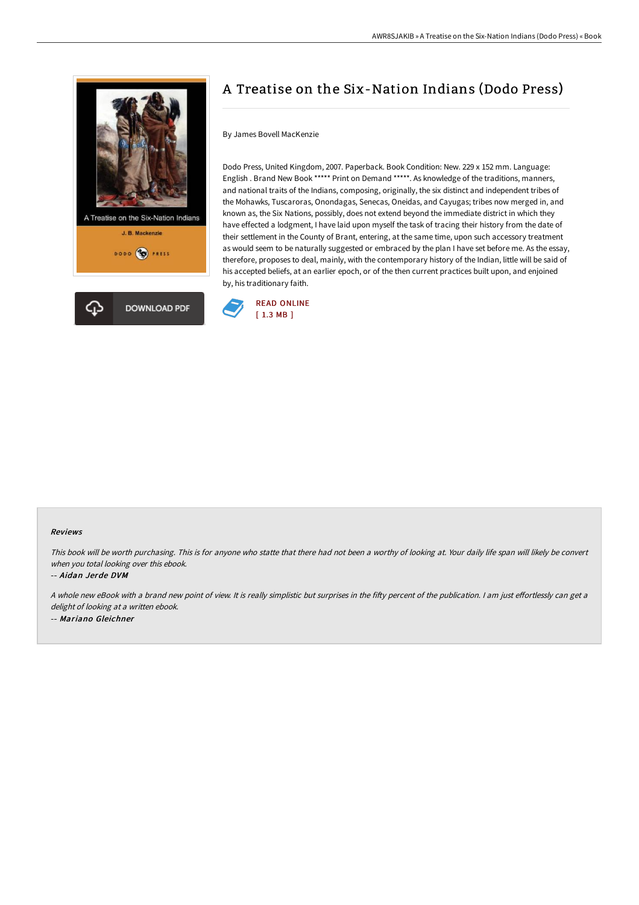# A Treatise on the Six-Nation Indians (Dodo Press)

By James Bovell MacKenzie

Dodo Press, United Kingdom, 2007. Paperback. Book Condition: New. 229 x 152 mm. Language: English . Brand New Book ***** Print on Demand *****. As knowledge of the traditions, manners, and national traits of the Indians, composing, originally, the six distinct and independent tribes of the Mohawks, Tuscaroras, Onondagas, Senecas, Oneidas, and Cayugas; tribes now merged in, and known as, the Six Nations, possibly, does not extend beyond the immediate district in which they have effected a lodgment, I have laid upon myself the task of tracing their history from the date of their settlement in the County of Brant, entering, at the same time, upon such accessory treatment as would seem to be naturally suggested or embraced by the plan I have set before me. As the essay, therefore, proposes to deal, mainly, with the contemporary history of the Indian, little will be said of his accepted beliefs, at an earlier epoch, or of the then current practices built upon, and enjoined by, his traditionary faith.

DOWNLOAD PDF

READ ONLINE
[ 1.3 MB ]

### Reviews

*This book will be worth purchasing. This is for anyone who statte that there had not been a worthy of looking at. Your daily life span will likely be convert when you total looking over this ebook.*

-- *Aidan Jerde DVM*

*A whole new eBook with a brand new point of view. It is really simplistic but surprises in the fifty percent of the publication. I am just effortlessly can get a delight of looking at a written ebook.*

-- *Mariano Gleichner*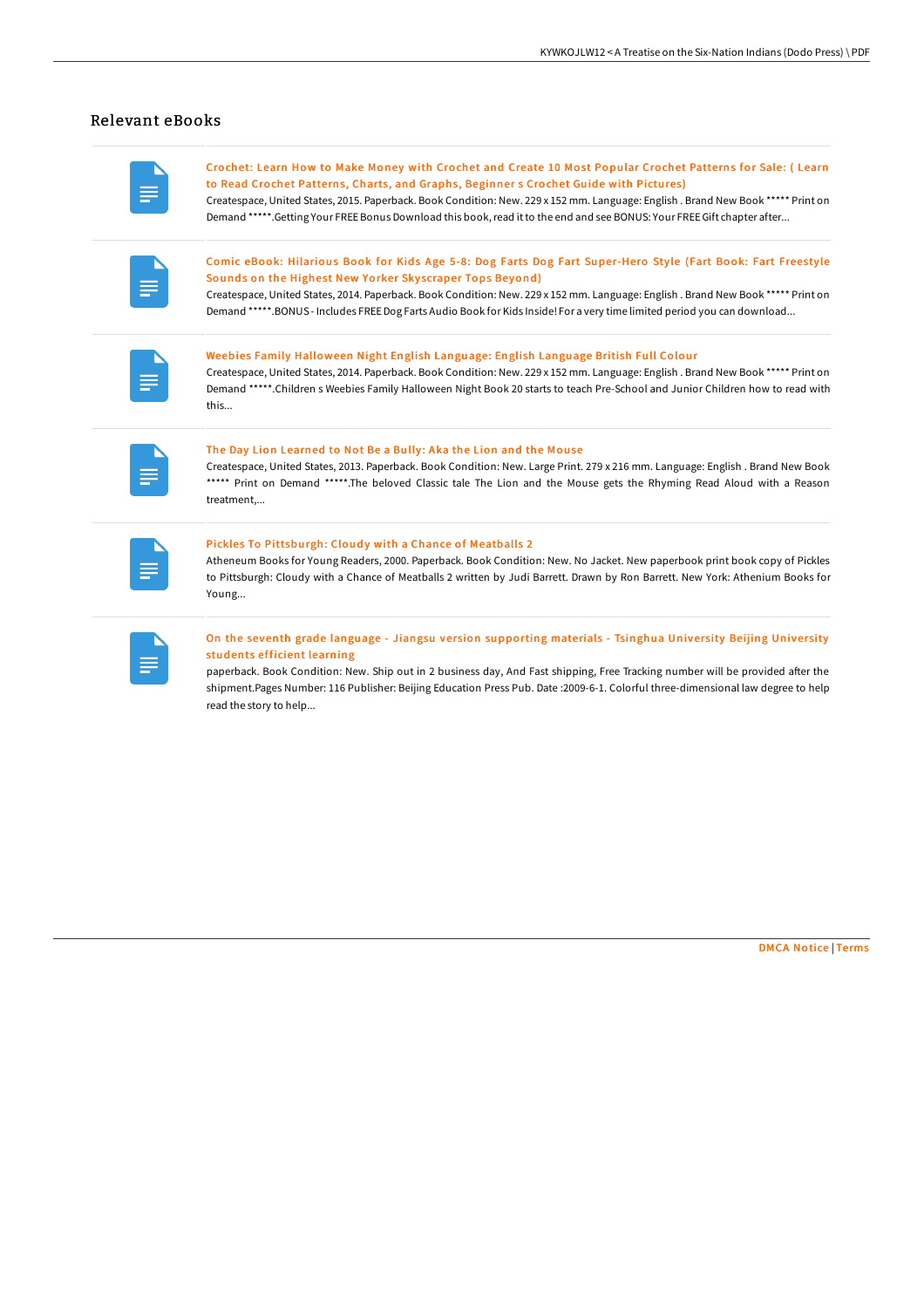## Relevant eBooks

**Crochet: Learn How to Make Money with Crochet and Create 10 Most Popular Crochet Patterns for Sale: ( Learn to Read Crochet Patterns, Charts, and Graphs, Beginner s Crochet Guide with Pictures)**

Createspace, United States, 2015. Paperback. Book Condition: New. 229 x 152 mm. Language: English . Brand New Book ***** Print on Demand *****.Getting Your FREE Bonus Download this book, read it to the end and see BONUS: Your FREE Gift chapter after...

**Comic eBook: Hilarious Book for Kids Age 5-8: Dog Farts Dog Fart Super-Hero Style (Fart Book: Fart Freestyle Sounds on the Highest New Yorker Skyscraper Tops Beyond)**

Createspace, United States, 2014. Paperback. Book Condition: New. 229 x 152 mm. Language: English . Brand New Book ***** Print on Demand *****.BONUS - Includes FREE Dog Farts Audio Book for Kids Inside! For a very time limited period you can download...

**Weebies Family Halloween Night English Language: English Language British Full Colour**

Createspace, United States, 2014. Paperback. Book Condition: New. 229 x 152 mm. Language: English . Brand New Book ***** Print on Demand *****.Children s Weebies Family Halloween Night Book 20 starts to teach Pre-School and Junior Children how to read with this...

**The Day Lion Learned to Not Be a Bully: Aka the Lion and the Mouse**

Createspace, United States, 2013. Paperback. Book Condition: New. Large Print. 279 x 216 mm. Language: English . Brand New Book ***** Print on Demand *****.The beloved Classic tale The Lion and the Mouse gets the Rhyming Read Aloud with a Reason treatment,...

**Pickles To Pittsburgh: Cloudy with a Chance of Meatballs 2**

Atheneum Books for Young Readers, 2000. Paperback. Book Condition: New. No Jacket. New paperbook print book copy of Pickles to Pittsburgh: Cloudy with a Chance of Meatballs 2 written by Judi Barrett. Drawn by Ron Barrett. New York: Athenium Books for Young...

**On the seventh grade language - Jiangsu version supporting materials - Tsinghua University Beijing University students efficient learning**

paperback. Book Condition: New. Ship out in 2 business day, And Fast shipping, Free Tracking number will be provided after the shipment.Pages Number: 116 Publisher: Beijing Education Press Pub. Date :2009-6-1. Colorful three-dimensional law degree to help read the story to help...